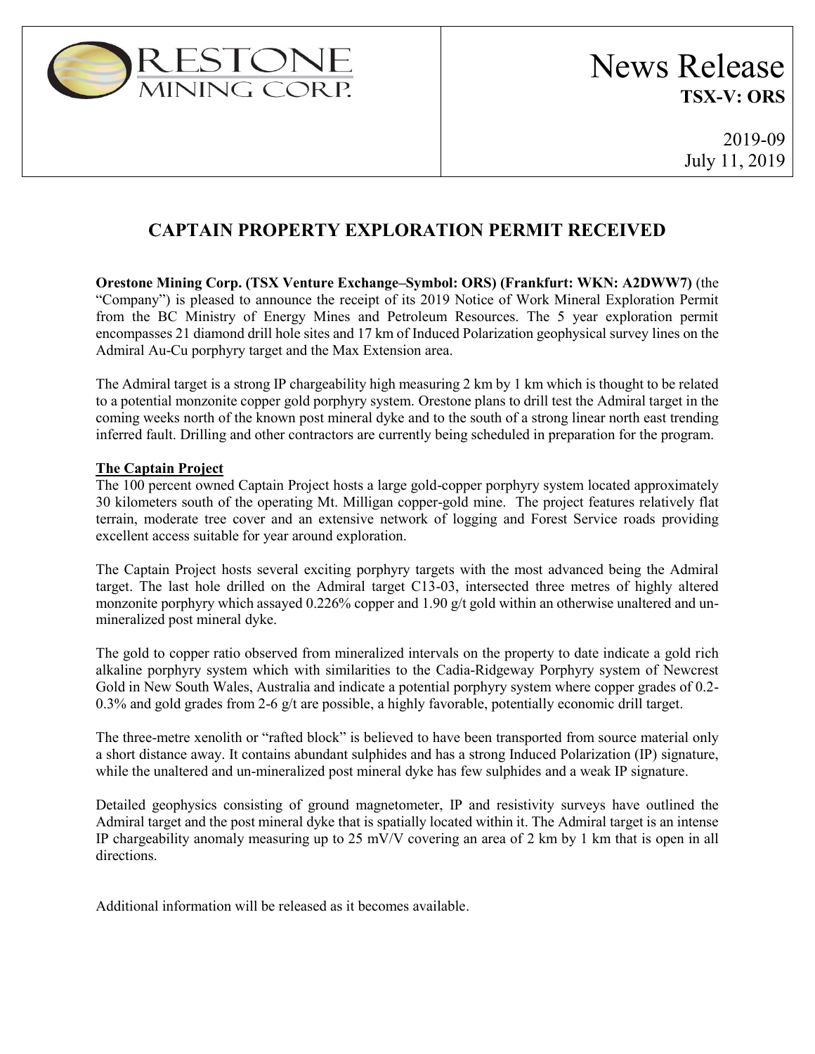ORESTONE MINING CORP.

# News Release
**TSX-V: ORS**

2019-09
July 11, 2019

## CAPTAIN PROPERTY EXPLORATION PERMIT RECEIVED

**Orestone Mining Corp. (TSX Venture Exchange–Symbol: ORS) (Frankfurt: WKN: A2DWW7)** (the "Company") is pleased to announce the receipt of its 2019 Notice of Work Mineral Exploration Permit from the BC Ministry of Energy Mines and Petroleum Resources. The 5 year exploration permit encompasses 21 diamond drill hole sites and 17 km of Induced Polarization geophysical survey lines on the Admiral Au-Cu porphyry target and the Max Extension area.

The Admiral target is a strong IP chargeability high measuring 2 km by 1 km which is thought to be related to a potential monzonite copper gold porphyry system. Orestone plans to drill test the Admiral target in the coming weeks north of the known post mineral dyke and to the south of a strong linear north east trending inferred fault. Drilling and other contractors are currently being scheduled in preparation for the program.

### The Captain Project

The 100 percent owned Captain Project hosts a large gold-copper porphyry system located approximately 30 kilometers south of the operating Mt. Milligan copper-gold mine. The project features relatively flat terrain, moderate tree cover and an extensive network of logging and Forest Service roads providing excellent access suitable for year around exploration.

The Captain Project hosts several exciting porphyry targets with the most advanced being the Admiral target. The last hole drilled on the Admiral target C13-03, intersected three metres of highly altered monzonite porphyry which assayed 0.226% copper and 1.90 g/t gold within an otherwise unaltered and un-mineralized post mineral dyke.

The gold to copper ratio observed from mineralized intervals on the property to date indicate a gold rich alkaline porphyry system which with similarities to the Cadia-Ridgeway Porphyry system of Newcrest Gold in New South Wales, Australia and indicate a potential porphyry system where copper grades of 0.2-0.3% and gold grades from 2-6 g/t are possible, a highly favorable, potentially economic drill target.

The three-metre xenolith or "rafted block" is believed to have been transported from source material only a short distance away. It contains abundant sulphides and has a strong Induced Polarization (IP) signature, while the unaltered and un-mineralized post mineral dyke has few sulphides and a weak IP signature.

Detailed geophysics consisting of ground magnetometer, IP and resistivity surveys have outlined the Admiral target and the post mineral dyke that is spatially located within it. The Admiral target is an intense IP chargeability anomaly measuring up to 25 mV/V covering an area of 2 km by 1 km that is open in all directions.

Additional information will be released as it becomes available.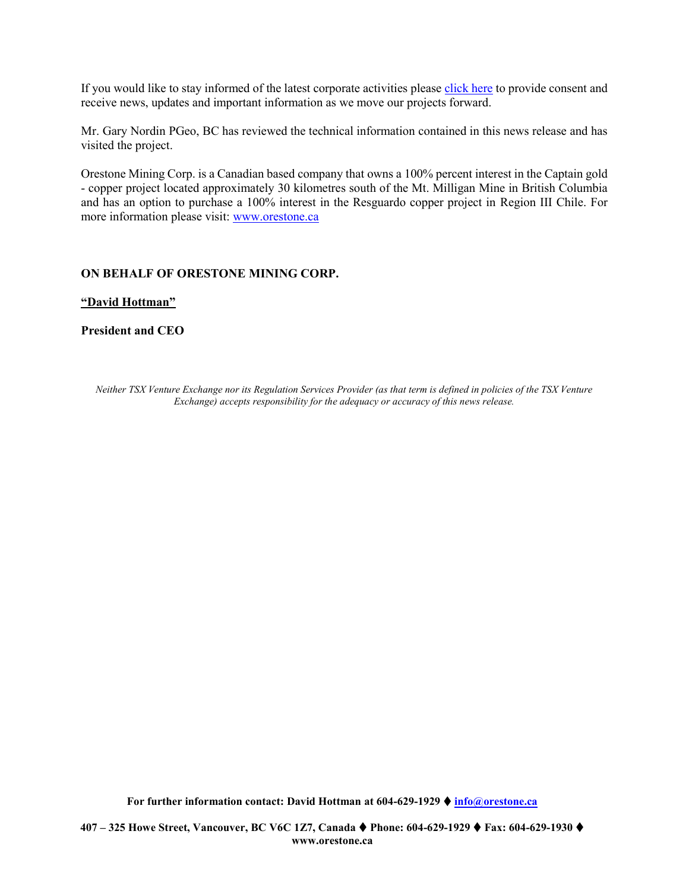If you would like to stay informed of the latest corporate activities please click here to provide consent and receive news, updates and important information as we move our projects forward.

Mr. Gary Nordin PGeo, BC has reviewed the technical information contained in this news release and has visited the project.

Orestone Mining Corp. is a Canadian based company that owns a 100% percent interest in the Captain gold - copper project located approximately 30 kilometres south of the Mt. Milligan Mine in British Columbia and has an option to purchase a 100% interest in the Resguardo copper project in Region III Chile. For more information please visit: www.orestone.ca

**ON BEHALF OF ORESTONE MINING CORP.**

**"David Hottman"**

**President and CEO**

*Neither TSX Venture Exchange nor its Regulation Services Provider (as that term is defined in policies of the TSX Venture Exchange) accepts responsibility for the adequacy or accuracy of this news release.*

**For further information contact: David Hottman at 604-629-1929 ♦ info@orestone.ca**

**407 – 325 Howe Street, Vancouver, BC V6C 1Z7, Canada ♦ Phone: 604-629-1929 ♦ Fax: 604-629-1930 ♦ www.orestone.ca**